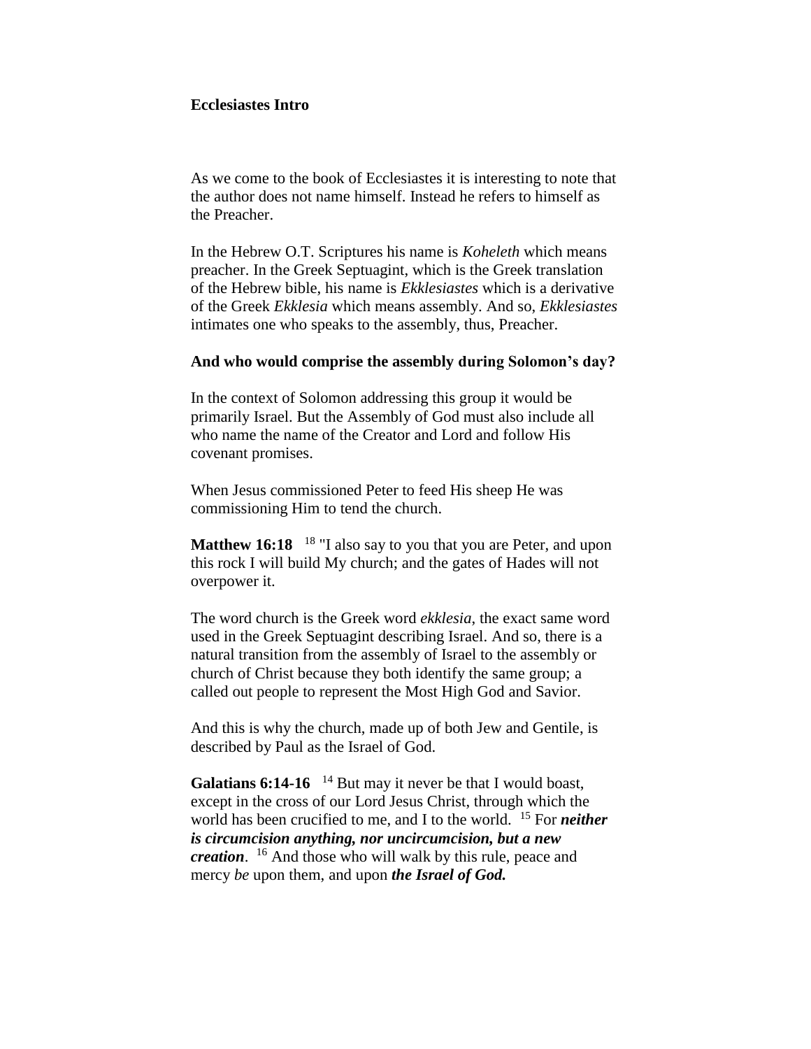**Ecclesiastes Intro**

As we come to the book of Ecclesiastes it is interesting to note that the author does not name himself. Instead he refers to himself as the Preacher.

In the Hebrew O.T. Scriptures his name is *Koheleth* which means preacher. In the Greek Septuagint, which is the Greek translation of the Hebrew bible, his name is *Ekklesiastes* which is a derivative of the Greek *Ekklesia* which means assembly. And so, *Ekklesiastes* intimates one who speaks to the assembly, thus, Preacher.

**And who would comprise the assembly during Solomon's day?**

In the context of Solomon addressing this group it would be primarily Israel. But the Assembly of God must also include all who name the name of the Creator and Lord and follow His covenant promises.

When Jesus commissioned Peter to feed His sheep He was commissioning Him to tend the church.

**Matthew 16:18** [18] "I also say to you that you are Peter, and upon this rock I will build My church; and the gates of Hades will not overpower it.

The word church is the Greek word *ekklesia*, the exact same word used in the Greek Septuagint describing Israel. And so, there is a natural transition from the assembly of Israel to the assembly or church of Christ because they both identify the same group; a called out people to represent the Most High God and Savior.

And this is why the church, made up of both Jew and Gentile, is described by Paul as the Israel of God.

**Galatians 6:14-16** [14] But may it never be that I would boast, except in the cross of our Lord Jesus Christ, through which the world has been crucified to me, and I to the world. [15] For ***neither is circumcision anything, nor uncircumcision, but a new creation***. [16] And those who will walk by this rule, peace and mercy *be* upon them, and upon ***the Israel of God.***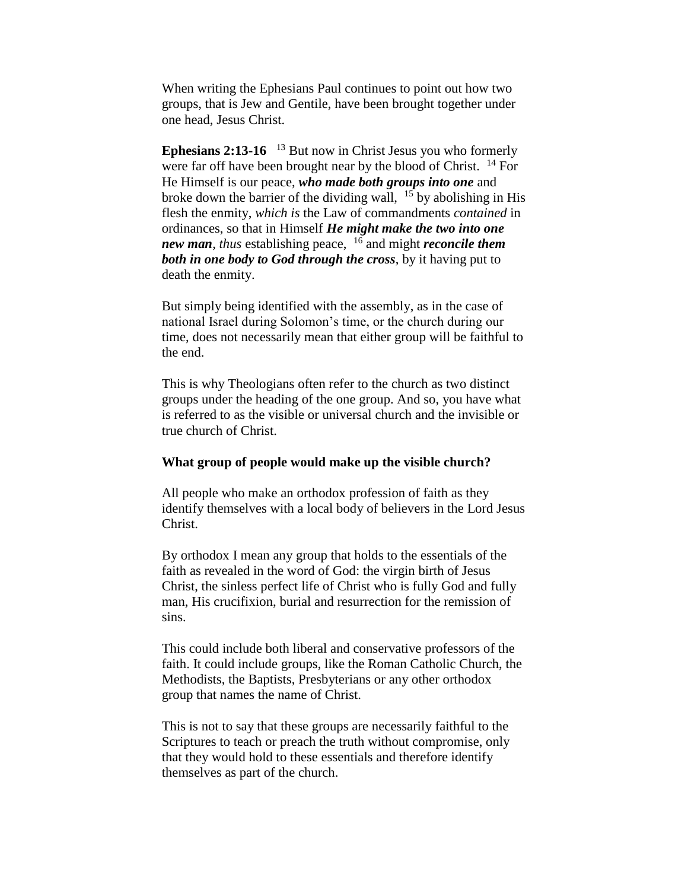When writing the Ephesians Paul continues to point out how two groups, that is Jew and Gentile, have been brought together under one head, Jesus Christ.

**Ephesians 2:13-16** [13] But now in Christ Jesus you who formerly were far off have been brought near by the blood of Christ. [14] For He Himself is our peace, ***who made both groups into one*** and broke down the barrier of the dividing wall, [15] by abolishing in His flesh the enmity, *which is* the Law of commandments *contained* in ordinances, so that in Himself ***He might make the two into one new man***, *thus* establishing peace, [16] and might ***reconcile them both in one body to God through the cross***, by it having put to death the enmity.

But simply being identified with the assembly, as in the case of national Israel during Solomon's time, or the church during our time, does not necessarily mean that either group will be faithful to the end.

This is why Theologians often refer to the church as two distinct groups under the heading of the one group. And so, you have what is referred to as the visible or universal church and the invisible or true church of Christ.

**What group of people would make up the visible church?**

All people who make an orthodox profession of faith as they identify themselves with a local body of believers in the Lord Jesus Christ.

By orthodox I mean any group that holds to the essentials of the faith as revealed in the word of God: the virgin birth of Jesus Christ, the sinless perfect life of Christ who is fully God and fully man, His crucifixion, burial and resurrection for the remission of sins.

This could include both liberal and conservative professors of the faith. It could include groups, like the Roman Catholic Church, the Methodists, the Baptists, Presbyterians or any other orthodox group that names the name of Christ.

This is not to say that these groups are necessarily faithful to the Scriptures to teach or preach the truth without compromise, only that they would hold to these essentials and therefore identify themselves as part of the church.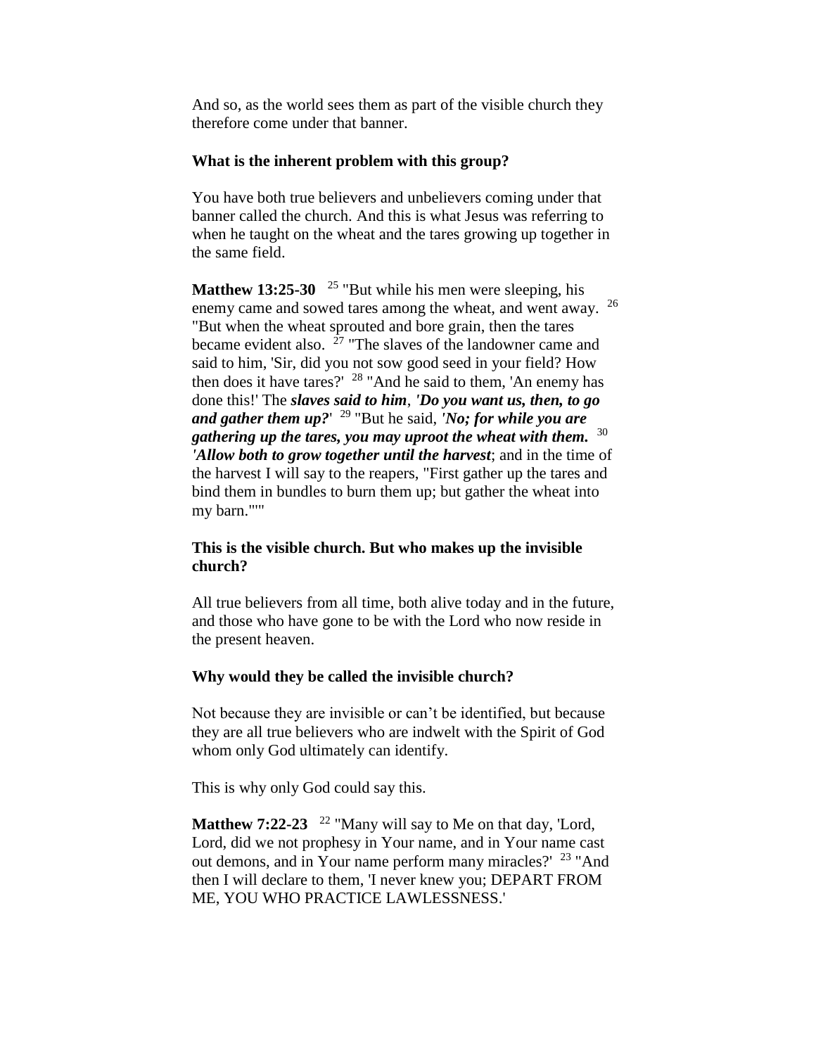And so, as the world sees them as part of the visible church they therefore come under that banner.

**What is the inherent problem with this group?**

You have both true believers and unbelievers coming under that banner called the church. And this is what Jesus was referring to when he taught on the wheat and the tares growing up together in the same field.

**Matthew 13:25-30** [25] "But while his men were sleeping, his enemy came and sowed tares among the wheat, and went away. [26] "But when the wheat sprouted and bore grain, then the tares became evident also. [27] "The slaves of the landowner came and said to him, 'Sir, did you not sow good seed in your field? How then does it have tares?' [28] "And he said to them, 'An enemy has done this!' The ***slaves said to him*, *'Do you want us, then, to go and gather them up?*'** [29] "But he said, ***'No; for while you are gathering up the tares, you may uproot the wheat with them.*** [30] ***'Allow both to grow together until the harvest***; and in the time of the harvest I will say to the reapers, "First gather up the tares and bind them in bundles to burn them up; but gather the wheat into my barn."'"

**This is the visible church. But who makes up the invisible church?**

All true believers from all time, both alive today and in the future, and those who have gone to be with the Lord who now reside in the present heaven.

**Why would they be called the invisible church?**

Not because they are invisible or can't be identified, but because they are all true believers who are indwelt with the Spirit of God whom only God ultimately can identify.

This is why only God could say this.

**Matthew 7:22-23** [22] "Many will say to Me on that day, 'Lord, Lord, did we not prophesy in Your name, and in Your name cast out demons, and in Your name perform many miracles?' [23] "And then I will declare to them, 'I never knew you; DEPART FROM ME, YOU WHO PRACTICE LAWLESSNESS.'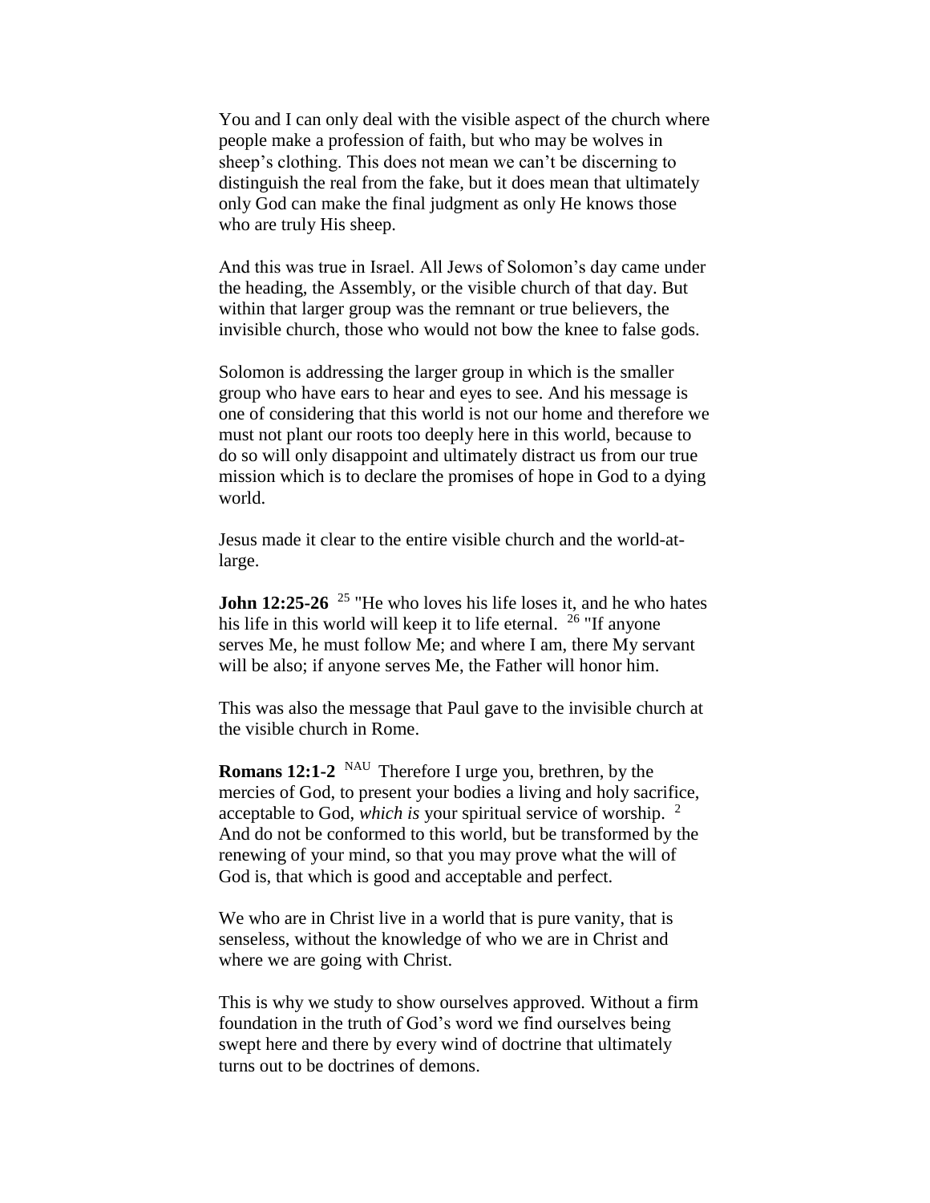You and I can only deal with the visible aspect of the church where people make a profession of faith, but who may be wolves in sheep's clothing. This does not mean we can't be discerning to distinguish the real from the fake, but it does mean that ultimately only God can make the final judgment as only He knows those who are truly His sheep.

And this was true in Israel. All Jews of Solomon's day came under the heading, the Assembly, or the visible church of that day. But within that larger group was the remnant or true believers, the invisible church, those who would not bow the knee to false gods.

Solomon is addressing the larger group in which is the smaller group who have ears to hear and eyes to see. And his message is one of considering that this world is not our home and therefore we must not plant our roots too deeply here in this world, because to do so will only disappoint and ultimately distract us from our true mission which is to declare the promises of hope in God to a dying world.

Jesus made it clear to the entire visible church and the world-at-large.

**John 12:25-26** [25] "He who loves his life loses it, and he who hates his life in this world will keep it to life eternal. [26] "If anyone serves Me, he must follow Me; and where I am, there My servant will be also; if anyone serves Me, the Father will honor him.

This was also the message that Paul gave to the invisible church at the visible church in Rome.

**Romans 12:1-2** [NAU] Therefore I urge you, brethren, by the mercies of God, to present your bodies a living and holy sacrifice, acceptable to God, *which is* your spiritual service of worship. [2] And do not be conformed to this world, but be transformed by the renewing of your mind, so that you may prove what the will of God is, that which is good and acceptable and perfect.

We who are in Christ live in a world that is pure vanity, that is senseless, without the knowledge of who we are in Christ and where we are going with Christ.

This is why we study to show ourselves approved. Without a firm foundation in the truth of God's word we find ourselves being swept here and there by every wind of doctrine that ultimately turns out to be doctrines of demons.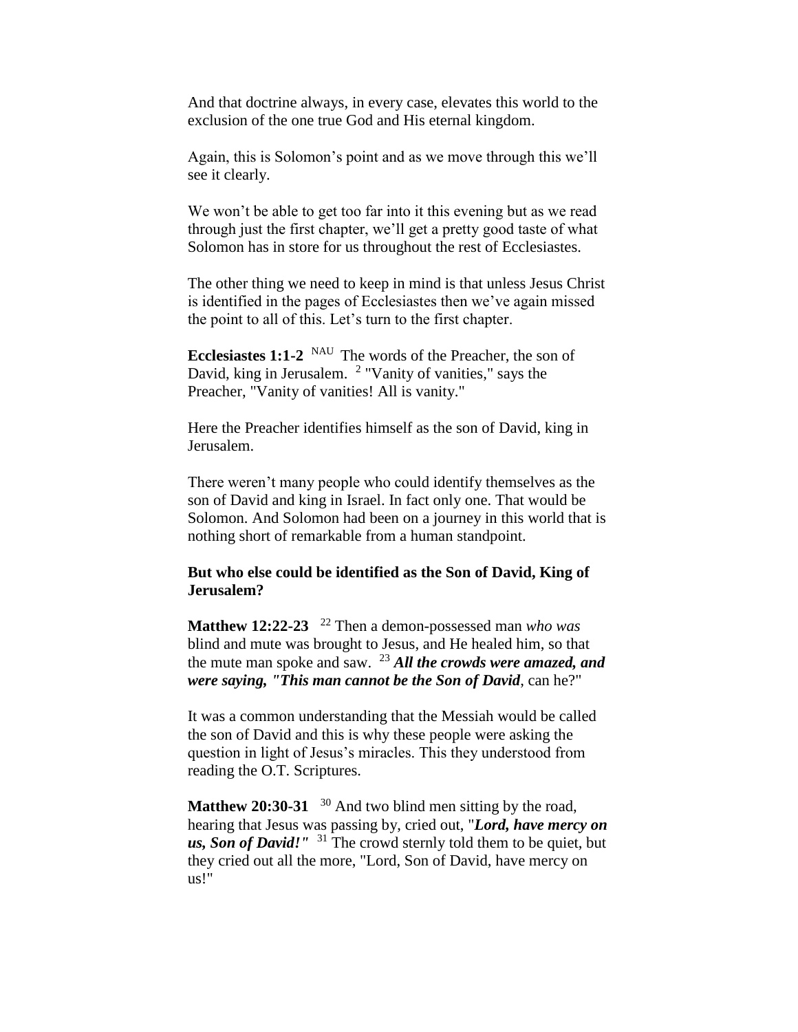And that doctrine always, in every case, elevates this world to the exclusion of the one true God and His eternal kingdom.

Again, this is Solomon's point and as we move through this we'll see it clearly.

We won't be able to get too far into it this evening but as we read through just the first chapter, we'll get a pretty good taste of what Solomon has in store for us throughout the rest of Ecclesiastes.

The other thing we need to keep in mind is that unless Jesus Christ is identified in the pages of Ecclesiastes then we've again missed the point to all of this. Let's turn to the first chapter.

**Ecclesiastes 1:1-2** NAU The words of the Preacher, the son of David, king in Jerusalem. 2 "Vanity of vanities," says the Preacher, "Vanity of vanities! All is vanity."

Here the Preacher identifies himself as the son of David, king in Jerusalem.

There weren't many people who could identify themselves as the son of David and king in Israel. In fact only one. That would be Solomon. And Solomon had been on a journey in this world that is nothing short of remarkable from a human standpoint.

**But who else could be identified as the Son of David, King of Jerusalem?**

**Matthew 12:22-23** 22 Then a demon-possessed man *who was* blind and mute was brought to Jesus, and He healed him, so that the mute man spoke and saw. 23 ***All the crowds were amazed, and were saying, "This man cannot be the Son of David***, can he?"

It was a common understanding that the Messiah would be called the son of David and this is why these people were asking the question in light of Jesus's miracles. This they understood from reading the O.T. Scriptures.

**Matthew 20:30-31** 30 And two blind men sitting by the road, hearing that Jesus was passing by, cried out, "***Lord, have mercy on us, Son of David!"*** 31 The crowd sternly told them to be quiet, but they cried out all the more, "Lord, Son of David, have mercy on us!"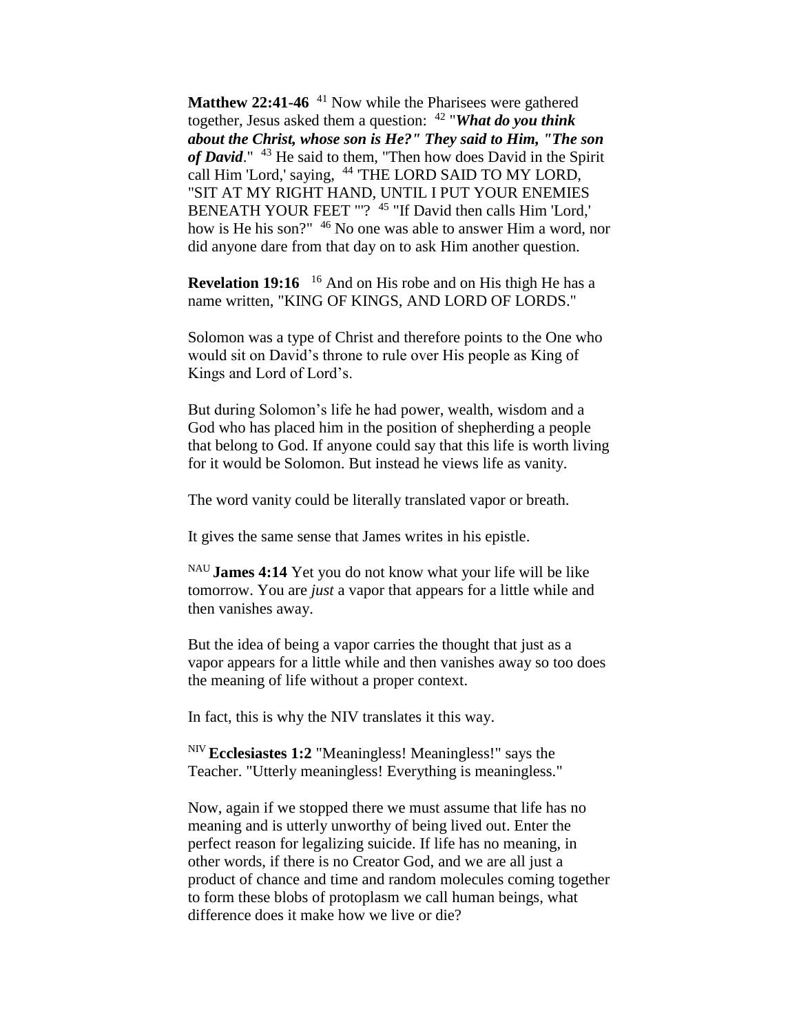**Matthew 22:41-46** [41] Now while the Pharisees were gathered together, Jesus asked them a question: [42] "***What do you think about the Christ, whose son is He?" They said to Him, "The son of David***." [43] He said to them, "Then how does David in the Spirit call Him 'Lord,' saying, [44] 'THE LORD SAID TO MY LORD, "SIT AT MY RIGHT HAND, UNTIL I PUT YOUR ENEMIES BENEATH YOUR FEET "'? [45] "If David then calls Him 'Lord,' how is He his son?" [46] No one was able to answer Him a word, nor did anyone dare from that day on to ask Him another question.

**Revelation 19:16** [16] And on His robe and on His thigh He has a name written, "KING OF KINGS, AND LORD OF LORDS."

Solomon was a type of Christ and therefore points to the One who would sit on David's throne to rule over His people as King of Kings and Lord of Lord's.

But during Solomon's life he had power, wealth, wisdom and a God who has placed him in the position of shepherding a people that belong to God. If anyone could say that this life is worth living for it would be Solomon. But instead he views life as vanity.

The word vanity could be literally translated vapor or breath.

It gives the same sense that James writes in his epistle.

[NAU] **James 4:14** Yet you do not know what your life will be like tomorrow. You are *just* a vapor that appears for a little while and then vanishes away.

But the idea of being a vapor carries the thought that just as a vapor appears for a little while and then vanishes away so too does the meaning of life without a proper context.

In fact, this is why the NIV translates it this way.

[NIV] **Ecclesiastes 1:2** "Meaningless! Meaningless!" says the Teacher. "Utterly meaningless! Everything is meaningless."

Now, again if we stopped there we must assume that life has no meaning and is utterly unworthy of being lived out. Enter the perfect reason for legalizing suicide. If life has no meaning, in other words, if there is no Creator God, and we are all just a product of chance and time and random molecules coming together to form these blobs of protoplasm we call human beings, what difference does it make how we live or die?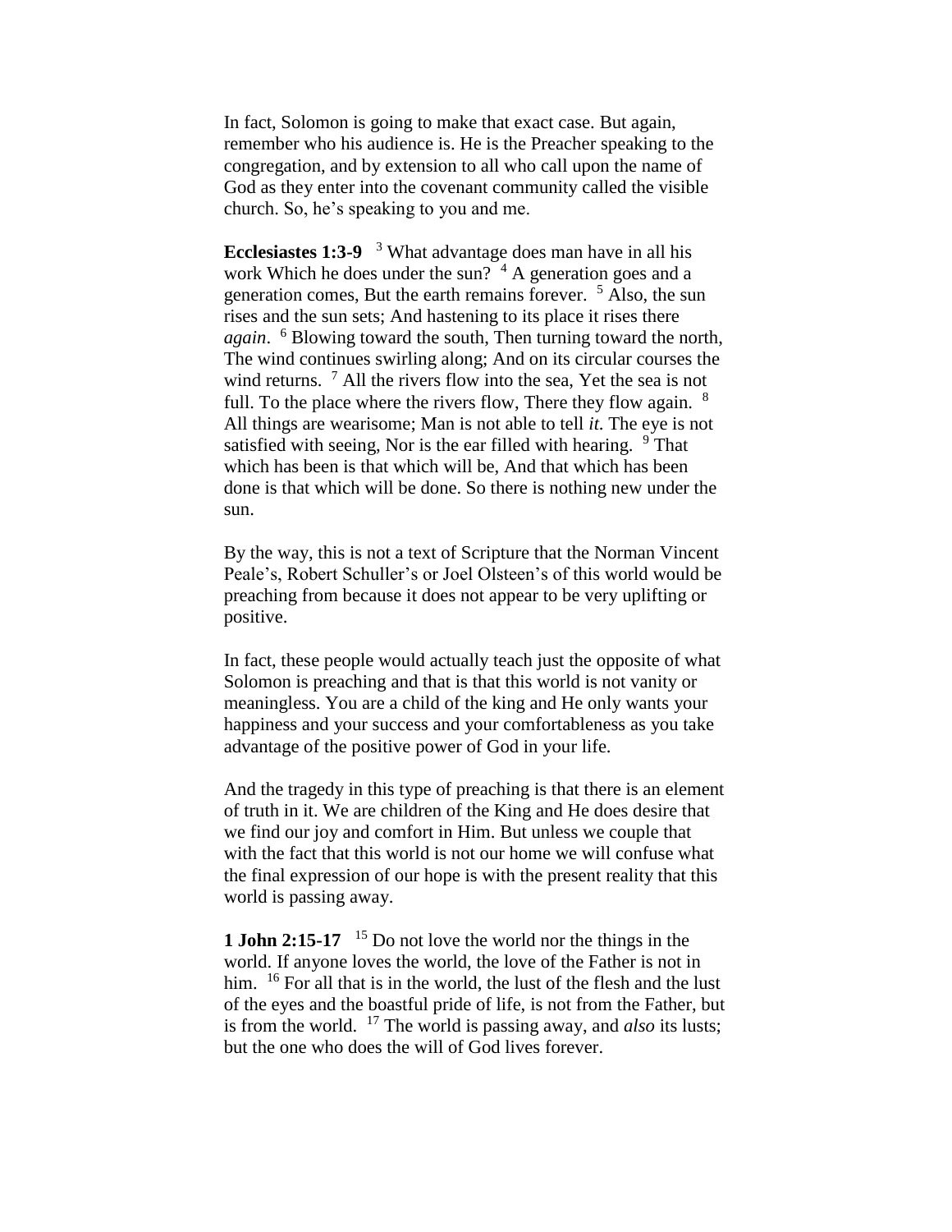In fact, Solomon is going to make that exact case. But again, remember who his audience is. He is the Preacher speaking to the congregation, and by extension to all who call upon the name of God as they enter into the covenant community called the visible church. So, he's speaking to you and me.

**Ecclesiastes 1:3-9** [3] What advantage does man have in all his work Which he does under the sun? [4] A generation goes and a generation comes, But the earth remains forever. [5] Also, the sun rises and the sun sets; And hastening to its place it rises there *again*. [6] Blowing toward the south, Then turning toward the north, The wind continues swirling along; And on its circular courses the wind returns. [7] All the rivers flow into the sea, Yet the sea is not full. To the place where the rivers flow, There they flow again. [8] All things are wearisome; Man is not able to tell *it.* The eye is not satisfied with seeing, Nor is the ear filled with hearing. [9] That which has been is that which will be, And that which has been done is that which will be done. So there is nothing new under the sun.

By the way, this is not a text of Scripture that the Norman Vincent Peale's, Robert Schuller's or Joel Olsteen's of this world would be preaching from because it does not appear to be very uplifting or positive.

In fact, these people would actually teach just the opposite of what Solomon is preaching and that is that this world is not vanity or meaningless. You are a child of the king and He only wants your happiness and your success and your comfortableness as you take advantage of the positive power of God in your life.

And the tragedy in this type of preaching is that there is an element of truth in it. We are children of the King and He does desire that we find our joy and comfort in Him. But unless we couple that with the fact that this world is not our home we will confuse what the final expression of our hope is with the present reality that this world is passing away.

**1 John 2:15-17** [15] Do not love the world nor the things in the world. If anyone loves the world, the love of the Father is not in him. [16] For all that is in the world, the lust of the flesh and the lust of the eyes and the boastful pride of life, is not from the Father, but is from the world. [17] The world is passing away, and *also* its lusts; but the one who does the will of God lives forever.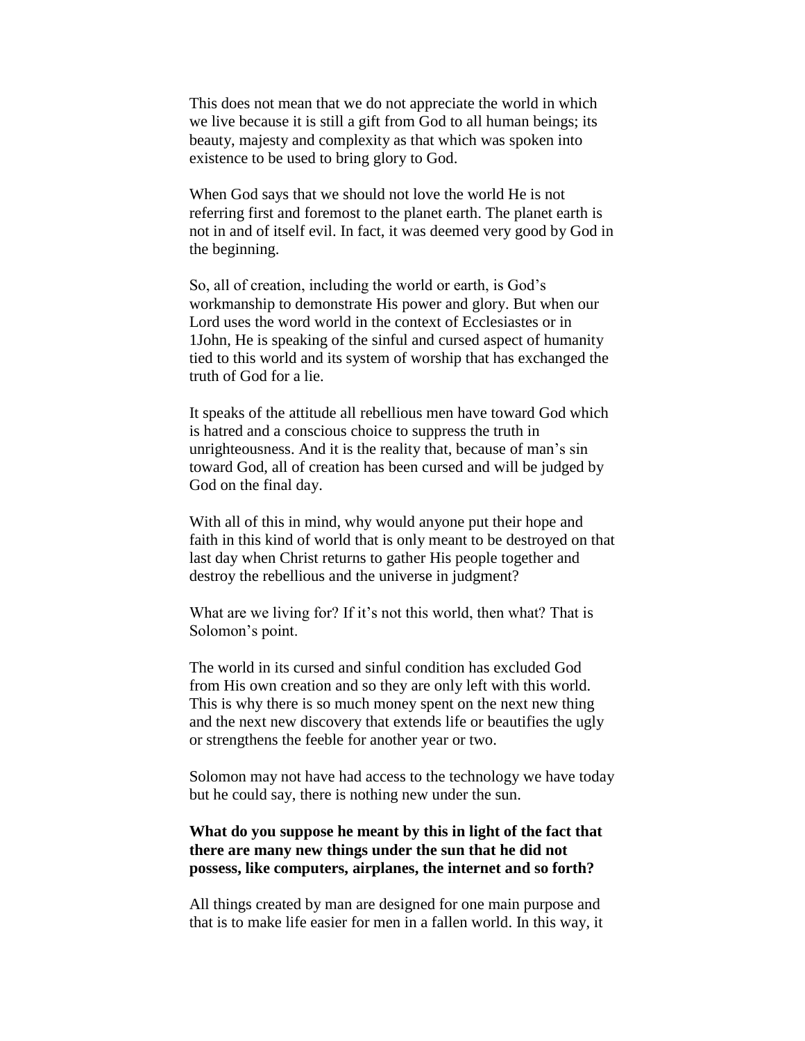This does not mean that we do not appreciate the world in which we live because it is still a gift from God to all human beings; its beauty, majesty and complexity as that which was spoken into existence to be used to bring glory to God.

When God says that we should not love the world He is not referring first and foremost to the planet earth. The planet earth is not in and of itself evil. In fact, it was deemed very good by God in the beginning.

So, all of creation, including the world or earth, is God's workmanship to demonstrate His power and glory. But when our Lord uses the word world in the context of Ecclesiastes or in 1John, He is speaking of the sinful and cursed aspect of humanity tied to this world and its system of worship that has exchanged the truth of God for a lie.

It speaks of the attitude all rebellious men have toward God which is hatred and a conscious choice to suppress the truth in unrighteousness. And it is the reality that, because of man's sin toward God, all of creation has been cursed and will be judged by God on the final day.

With all of this in mind, why would anyone put their hope and faith in this kind of world that is only meant to be destroyed on that last day when Christ returns to gather His people together and destroy the rebellious and the universe in judgment?

What are we living for? If it's not this world, then what? That is Solomon's point.

The world in its cursed and sinful condition has excluded God from His own creation and so they are only left with this world. This is why there is so much money spent on the next new thing and the next new discovery that extends life or beautifies the ugly or strengthens the feeble for another year or two.

Solomon may not have had access to the technology we have today but he could say, there is nothing new under the sun.

**What do you suppose he meant by this in light of the fact that there are many new things under the sun that he did not possess, like computers, airplanes, the internet and so forth?**

All things created by man are designed for one main purpose and that is to make life easier for men in a fallen world. In this way, it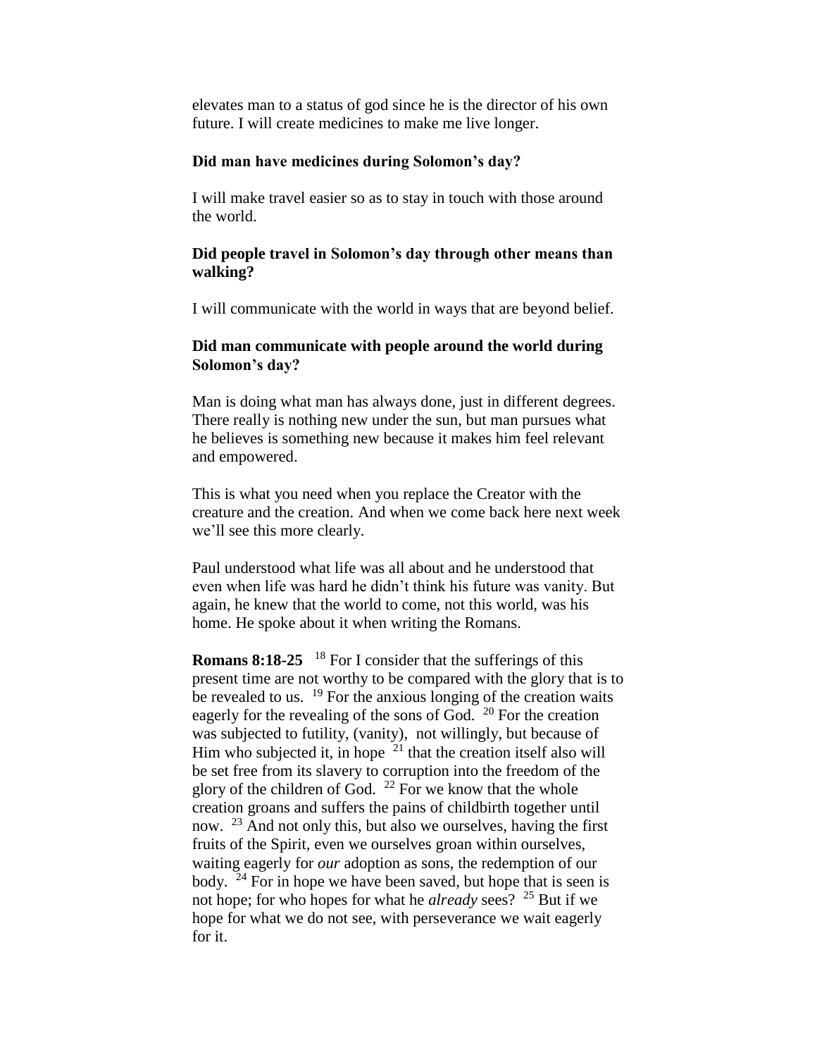elevates man to a status of god since he is the director of his own future. I will create medicines to make me live longer.

**Did man have medicines during Solomon's day?**

I will make travel easier so as to stay in touch with those around the world.

**Did people travel in Solomon's day through other means than walking?**

I will communicate with the world in ways that are beyond belief.

**Did man communicate with people around the world during Solomon's day?**

Man is doing what man has always done, just in different degrees. There really is nothing new under the sun, but man pursues what he believes is something new because it makes him feel relevant and empowered.

This is what you need when you replace the Creator with the creature and the creation. And when we come back here next week we'll see this more clearly.

Paul understood what life was all about and he understood that even when life was hard he didn't think his future was vanity. But again, he knew that the world to come, not this world, was his home. He spoke about it when writing the Romans.

**Romans 8:18-25** [18] For I consider that the sufferings of this present time are not worthy to be compared with the glory that is to be revealed to us. [19] For the anxious longing of the creation waits eagerly for the revealing of the sons of God. [20] For the creation was subjected to futility, (vanity), not willingly, but because of Him who subjected it, in hope [21] that the creation itself also will be set free from its slavery to corruption into the freedom of the glory of the children of God. [22] For we know that the whole creation groans and suffers the pains of childbirth together until now. [23] And not only this, but also we ourselves, having the first fruits of the Spirit, even we ourselves groan within ourselves, waiting eagerly for *our* adoption as sons, the redemption of our body. [24] For in hope we have been saved, but hope that is seen is not hope; for who hopes for what he *already* sees? [25] But if we hope for what we do not see, with perseverance we wait eagerly for it.